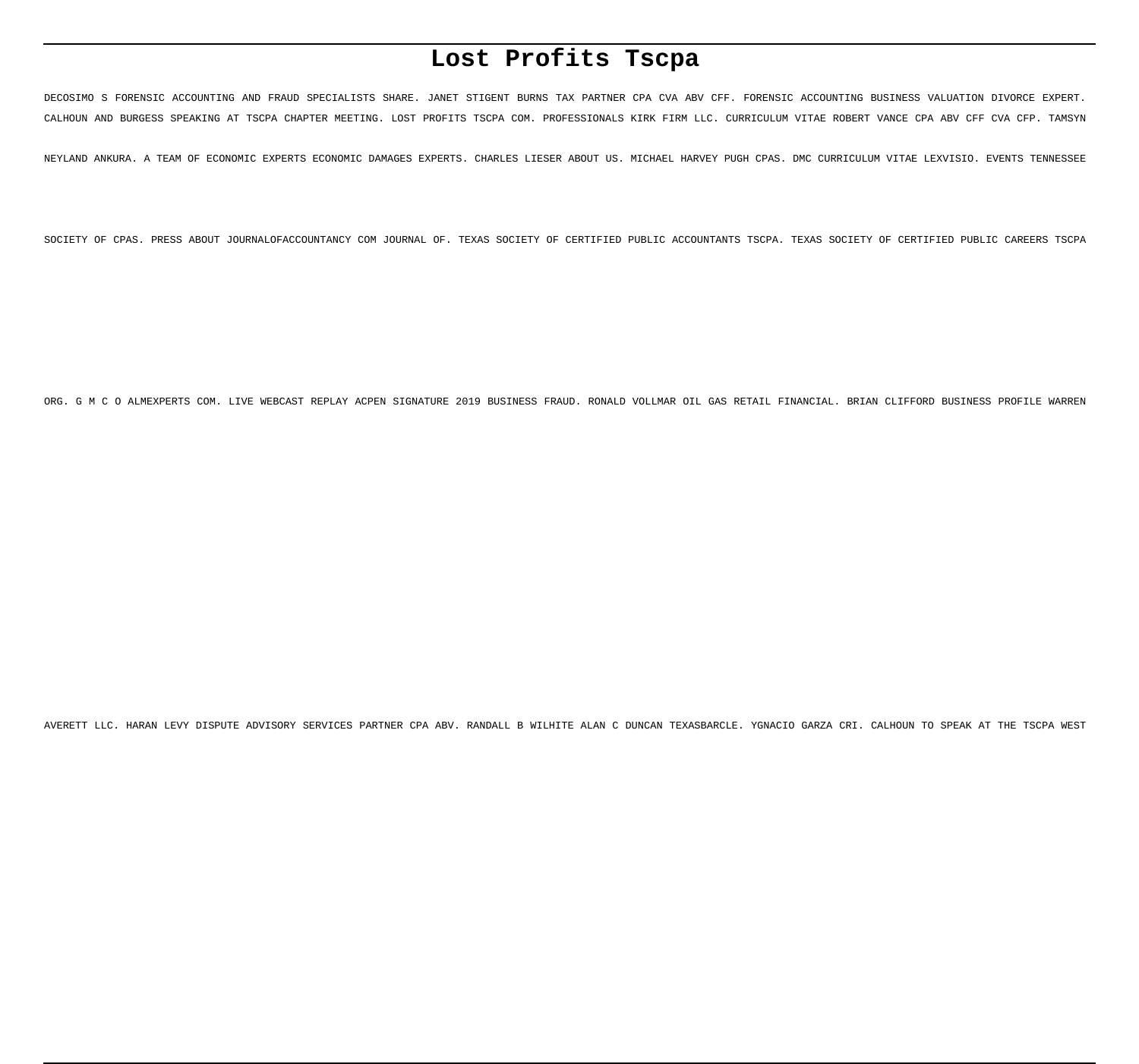# Lost Profits Tscpa

DECOSIMO S FORENSIC ACCOUNTING AND FRAUD SPECIALISTS SHARE. JANET STIGENT BURNS TAX PARTNER CPA CVA ABV CFF. FORENSIC ACCOUNTING BUSINESS VALUATION DIVORCE EXPERT. CALHOUN AND BURGESS SPEAKING AT TSCPA CHAPTER MEETING. LOST PROFITS TSCPA COM. PROFESSIONALS KIRK FIRM LLC. CURRICULUM VITAE ROBERT VANCE CPA ABV CFF CVA CFP. TAMSYN NEYLAND ANKURA. A TEAM OF ECONOMIC EXPERTS ECONOMIC DAMAGES EXPERTS. CHARLES LIESER ABOUT US. MICHAEL HARVEY PUGH CPAS. DMC CURRICULUM VITAE LEXVISIO. EVENTS TENNESSEE SOCIETY OF CPAS. PRESS ABOUT JOURNALOFACCOUNTANCY COM JOURNAL OF. TEXAS SOCIETY OF CERTIFIED PUBLIC ACCOUNTANTS TSCPA. TEXAS SOCIETY OF CERTIFIED PUBLIC CAREERS TSCPA ORG. G M C O ALMEXPERTS COM. LIVE WEBCAST REPLAY ACPEN SIGNATURE 2019 BUSINESS FRAUD. RONALD VOLLMAR OIL GAS RETAIL FINANCIAL. BRIAN CLIFFORD BUSINESS PROFILE WARREN AVERETT LLC. HARAN LEVY DISPUTE ADVISORY SERVICES PARTNER CPA ABV. RANDALL B WILHITE ALAN C DUNCAN TEXASBARCLE. YGNACIO GARZA CRI. CALHOUN TO SPEAK AT THE TSCPA WEST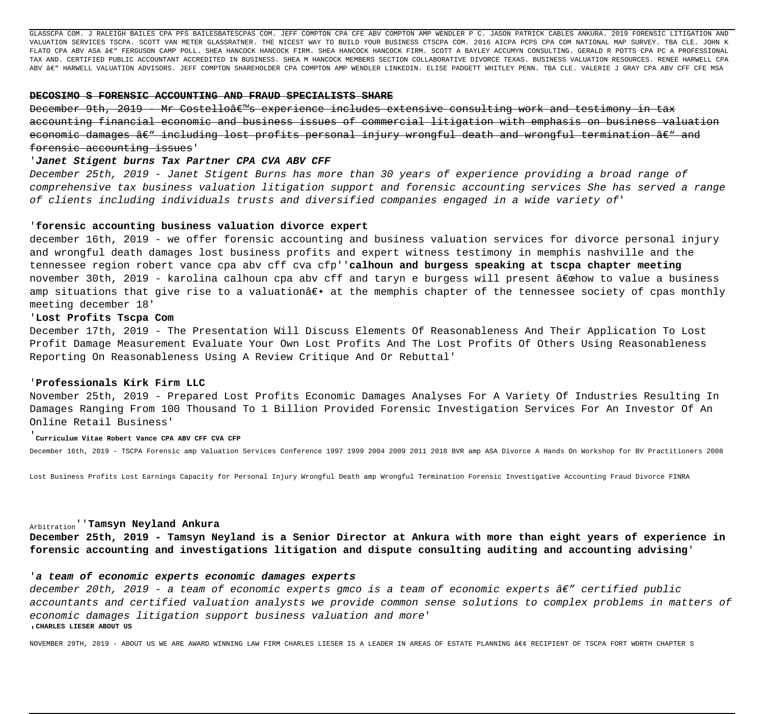GLASSCPA COM. J RALEIGH BAILES CPA PFS BAILESBATESCPAS COM. JEFF COMPTON CPA CFE ABV COMPTON AMP WENDLER P C. JASON PATRICK CABLES ANKURA. 2019 FORENSIC LITIGATION AND VALUATION SERVICES TSCPA. SCOTT VAN METER GLASSRATNER. THE NICEST WAY TO BUILD YOUR BUSINESS CTSCPA COM. 2016 AICPA PCPS CPA COM NATIONAL MAP SURVEY. TBA CLE. JOHN K FLATO CPA ABV ASA â€" FERGUSON CAMP POLL. SHEA HANCOCK HANCOCK FIRM. SHEA HANCOCK HANCOCK FIRM. SCOTT A BAYLEY ACCUMYN CONSULTING. GERALD R POTTS CPA PC A PROFESSIONAL TAX AND. CERTIFIED PUBLIC ACCOUNTANT ACCREDITED IN BUSINESS. SHEA M HANCOCK MEMBERS SECTION COLLABORATIVE DIVORCE TEXAS. BUSINESS VALUATION RESOURCES. RENEE HARWELL CPA ABV â€" HARWELL VALUATION ADVISORS. JEFF COMPTON SHAREHOLDER CPA COMPTON AMP WENDLER LINKEDIN. ELISE PADGETT WHITLEY PENN. TBA CLE. VALERIE J GRAY CPA ABV CFF CFE MSA

**~~DECOSIMO S FORENSIC ACCOUNTING AND FRAUD SPECIALISTS SHARE~~**

~~December 9th, 2019 - Mr Costelloâ€™s experience includes extensive consulting work and testimony in tax accounting financial economic and business issues of commercial litigation with emphasis on business valuation economic damages â€" including lost profits personal injury wrongful death and wrongful termination â€" and forensic accounting issues~~'

'***Janet Stigent burns Tax Partner CPA CVA ABV CFF***

*December 25th, 2019 - Janet Stigent Burns has more than 30 years of experience providing a broad range of comprehensive tax business valuation litigation support and forensic accounting services She has served a range of clients including individuals trusts and diversified companies engaged in a wide variety of*'

'**forensic accounting business valuation divorce expert**

december 16th, 2019 - we offer forensic accounting and business valuation services for divorce personal injury and wrongful death damages lost business profits and expert witness testimony in memphis nashville and the tennessee region robert vance cpa abv cff cva cfp''**calhoun and burgess speaking at tscpa chapter meeting**
november 30th, 2019 - karolina calhoun cpa abv cff and taryn e burgess will present â€œhow to value a business amp situations that give rise to a valuationâ€• at the memphis chapter of the tennessee society of cpas monthly meeting december 18'

'**Lost Profits Tscpa Com**

December 17th, 2019 - The Presentation Will Discuss Elements Of Reasonableness And Their Application To Lost Profit Damage Measurement Evaluate Your Own Lost Profits And The Lost Profits Of Others Using Reasonableness Reporting On Reasonableness Using A Review Critique And Or Rebuttal'

'**Professionals Kirk Firm LLC**

November 25th, 2019 - Prepared Lost Profits Economic Damages Analyses For A Variety Of Industries Resulting In Damages Ranging From 100 Thousand To 1 Billion Provided Forensic Investigation Services For An Investor Of An Online Retail Business'

'**Curriculum Vitae Robert Vance CPA ABV CFF CVA CFP**

December 16th, 2019 - TSCPA Forensic amp Valuation Services Conference 1997 1999 2004 2009 2011 2018 BVR amp ASA Divorce A Hands On Workshop for BV Practitioners 2008

Lost Business Profits Lost Earnings Capacity for Personal Injury Wrongful Death amp Wrongful Termination Forensic Investigative Accounting Fraud Divorce FINRA

Arbitration''**Tamsyn Neyland Ankura**

**December 25th, 2019 - Tamsyn Neyland is a Senior Director at Ankura with more than eight years of experience in forensic accounting and investigations litigation and dispute consulting auditing and accounting advising**'

'***a team of economic experts economic damages experts***

*december 20th, 2019 - a team of economic experts gmco is a team of economic experts â€" certified public accountants and certified valuation analysts we provide common sense solutions to complex problems in matters of economic damages litigation support business valuation and more*'

'**CHARLES LIESER ABOUT US**

NOVEMBER 29TH, 2019 - ABOUT US WE ARE AWARD WINNING LAW FIRM CHARLES LIESER IS A LEADER IN AREAS OF ESTATE PLANNING â€¢ RECIPIENT OF TSCPA FORT WORTH CHAPTER S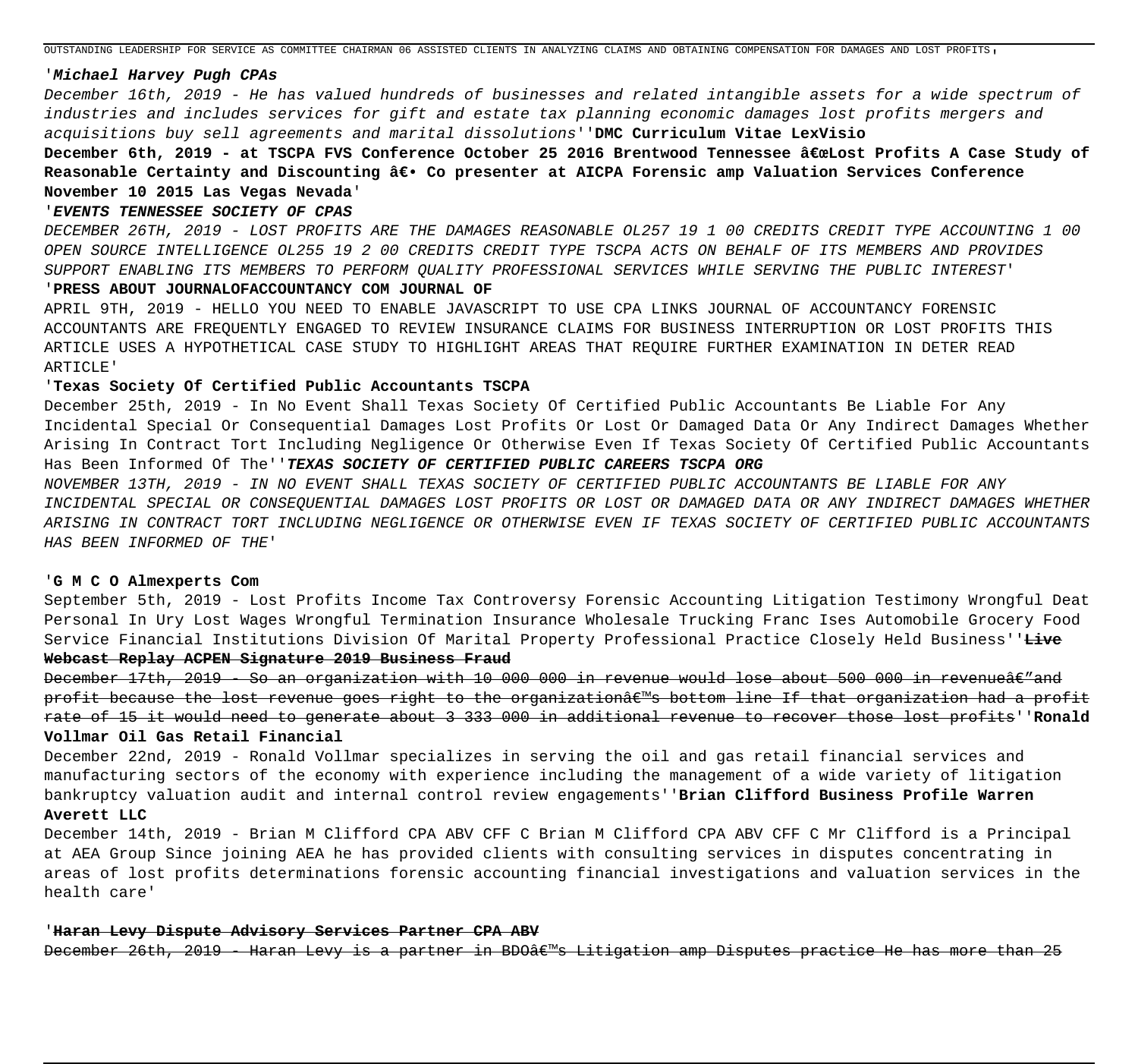OUTSTANDING LEADERSHIP FOR SERVICE AS COMMITTEE CHAIRMAN 06 ASSISTED CLIENTS IN ANALYZING CLAIMS AND OBTAINING COMPENSATION FOR DAMAGES AND LOST PROFITS'

'***Michael Harvey Pugh CPAs***

*December 16th, 2019 - He has valued hundreds of businesses and related intangible assets for a wide spectrum of industries and includes services for gift and estate tax planning economic damages lost profits mergers and acquisitions buy sell agreements and marital dissolutions*''**DMC Curriculum Vitae LexVisio**

**December 6th, 2019 - at TSCPA FVS Conference October 25 2016 Brentwood Tennessee â€œLost Profits A Case Study of Reasonable Certainty and Discounting â€• Co presenter at AICPA Forensic amp Valuation Services Conference November 10 2015 Las Vegas Nevada**'

'***EVENTS TENNESSEE SOCIETY OF CPAS***

*DECEMBER 26TH, 2019 - LOST PROFITS ARE THE DAMAGES REASONABLE OL257 19 1 00 CREDITS CREDIT TYPE ACCOUNTING 1 00 OPEN SOURCE INTELLIGENCE OL255 19 2 00 CREDITS CREDIT TYPE TSCPA ACTS ON BEHALF OF ITS MEMBERS AND PROVIDES SUPPORT ENABLING ITS MEMBERS TO PERFORM QUALITY PROFESSIONAL SERVICES WHILE SERVING THE PUBLIC INTEREST*'

'**PRESS ABOUT JOURNALOFACCOUNTANCY COM JOURNAL OF**

APRIL 9TH, 2019 - HELLO YOU NEED TO ENABLE JAVASCRIPT TO USE CPA LINKS JOURNAL OF ACCOUNTANCY FORENSIC ACCOUNTANTS ARE FREQUENTLY ENGAGED TO REVIEW INSURANCE CLAIMS FOR BUSINESS INTERRUPTION OR LOST PROFITS THIS ARTICLE USES A HYPOTHETICAL CASE STUDY TO HIGHLIGHT AREAS THAT REQUIRE FURTHER EXAMINATION IN DETER READ ARTICLE'

'**Texas Society Of Certified Public Accountants TSCPA**

December 25th, 2019 - In No Event Shall Texas Society Of Certified Public Accountants Be Liable For Any Incidental Special Or Consequential Damages Lost Profits Or Lost Or Damaged Data Or Any Indirect Damages Whether Arising In Contract Tort Including Negligence Or Otherwise Even If Texas Society Of Certified Public Accountants Has Been Informed Of The''***TEXAS SOCIETY OF CERTIFIED PUBLIC CAREERS TSCPA ORG***

*NOVEMBER 13TH, 2019 - IN NO EVENT SHALL TEXAS SOCIETY OF CERTIFIED PUBLIC ACCOUNTANTS BE LIABLE FOR ANY INCIDENTAL SPECIAL OR CONSEQUENTIAL DAMAGES LOST PROFITS OR LOST OR DAMAGED DATA OR ANY INDIRECT DAMAGES WHETHER ARISING IN CONTRACT TORT INCLUDING NEGLIGENCE OR OTHERWISE EVEN IF TEXAS SOCIETY OF CERTIFIED PUBLIC ACCOUNTANTS HAS BEEN INFORMED OF THE*'

'**G M C O Almexperts Com**

September 5th, 2019 - Lost Profits Income Tax Controversy Forensic Accounting Litigation Testimony Wrongful Deat Personal In Ury Lost Wages Wrongful Termination Insurance Wholesale Trucking Franc Ises Automobile Grocery Food Service Financial Institutions Division Of Marital Property Professional Practice Closely Held Business''~~**Live Webcast Replay ACPEN Signature 2019 Business Fraud**~~

~~December 17th, 2019 - So an organization with 10 000 000 in revenue would lose about 500 000 in revenueâ€"and profit because the lost revenue goes right to the organizationâ€™s bottom line If that organization had a profit rate of 15 it would need to generate about 3 333 000 in additional revenue to recover those lost profits~~''**Ronald Vollmar Oil Gas Retail Financial**

December 22nd, 2019 - Ronald Vollmar specializes in serving the oil and gas retail financial services and manufacturing sectors of the economy with experience including the management of a wide variety of litigation bankruptcy valuation audit and internal control review engagements''**Brian Clifford Business Profile Warren Averett LLC**

December 14th, 2019 - Brian M Clifford CPA ABV CFF C Brian M Clifford CPA ABV CFF C Mr Clifford is a Principal at AEA Group Since joining AEA he has provided clients with consulting services in disputes concentrating in areas of lost profits determinations forensic accounting financial investigations and valuation services in the health care'

'~~**Haran Levy Dispute Advisory Services Partner CPA ABV**~~

~~December 26th, 2019 - Haran Levy is a partner in BDOâ€™s Litigation amp Disputes practice He has more than 25~~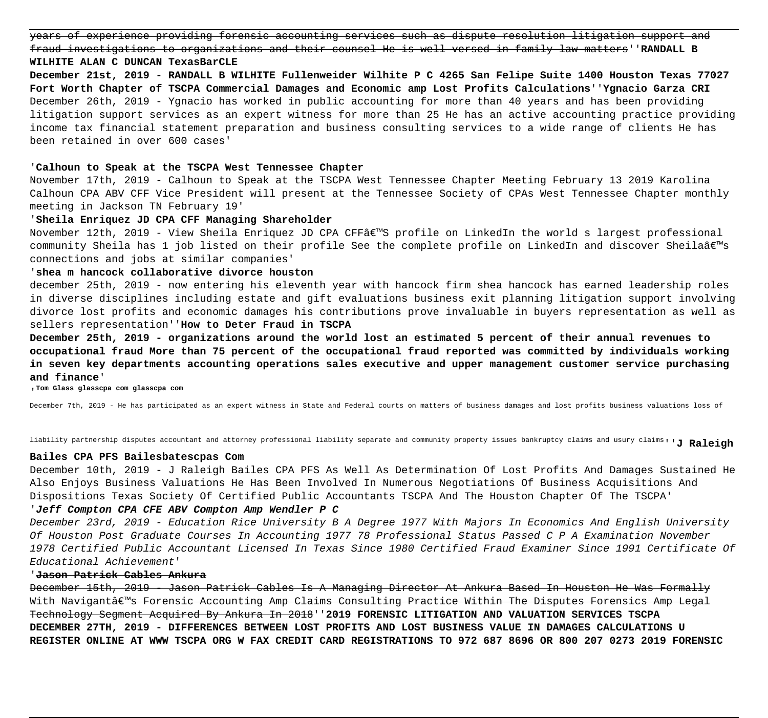~~years of experience providing forensic accounting services such as dispute resolution litigation support and fraud investigations to organizations and their counsel He is well versed in family law matters~~''**RANDALL B WILHITE ALAN C DUNCAN TexasBarCLE**

**December 21st, 2019 - RANDALL B WILHITE Fullenweider Wilhite P C 4265 San Felipe Suite 1400 Houston Texas 77027 Fort Worth Chapter of TSCPA Commercial Damages and Ewhomic amp Lost Profits Calculations**''**Ygnacio Garza CRI**

December 26th, 2019 - Ygnacio has worked in public accounting for more than 40 years and has been providing litigation support services as an expert witness for more than 25 He has an active accounting practice providing income tax financial statement preparation and business consulting services to a wide range of clients He has been retained in over 600 cases'

'**Calhoun to Speak at the TSCPA West Tennessee Chapter**

November 17th, 2019 - Calhoun to Speak at the TSCPA West Tennessee Chapter Meeting February 13 2019 Karolina Calhoun CPA ABV CFF Vice President will present at the Tennessee Society of CPAs West Tennessee Chapter monthly meeting in Jackson TN February 19'

'**Sheila Enriquez JD CPA CFF Managing Shareholder**

November 12th, 2019 - View Sheila Enriquez JD CPA CFFâ€™S profile on LinkedIn the world s largest professional community Sheila has 1 job listed on their profile See the complete profile on LinkedIn and discover Sheilaâ€™s connections and jobs at similar companies'

'**shea m hancock collaborative divorce houston**

december 25th, 2019 - now entering his eleventh year with hancock firm shea hancock has earned leadership roles in diverse disciplines including estate and gift evaluations business exit planning litigation support involving divorce lost profits and economic damages his contributions prove invaluable in buyers representation as well as sellers representation''**How to Deter Fraud in TSCPA**

**December 25th, 2019 - organizations around the world lost an estimated 5 percent of their annual revenues to occupational fraud More than 75 percent of the occupational fraud reported was committed by individuals working in seven key departments accounting operations sales executive and upper management customer service purchasing and finance**'

'**Tom Glass glasscpa com glasscpa com**

December 7th, 2019 - He has participated as an expert witness in State and Federal courts on matters of business damages and lost profits business valuations loss of liability partnership disputes accountant and attorney professional liability separate and community property issues bankruptcy claims and usury claims''**J Raleigh Bailes CPA PFS Bailesbatescpas Com**

December 10th, 2019 - J Raleigh Bailes CPA PFS As Well As Determination Of Lost Profits And Damages Sustained He Also Enjoys Business Valuations He Has Been Involved In Numerous Negotiations Of Business Acquisitions And Dispositions Texas Society Of Certified Public Accountants TSCPA And The Houston Chapter Of The TSCPA'

'***Jeff Compton CPA CFE ABV Compton Amp Wendler P C***

*December 23rd, 2019 - Education Rice University B A Degree 1977 With Majors In Economics And English University Of Houston Post Graduate Courses In Accounting 1977 78 Professional Status Passed C P A Examination November 1978 Certified Public Accountant Licensed In Texas Since 1980 Certified Fraud Examiner Since 1991 Certificate Of Educational Achievement*'

'~~**Jason Patrick Cables Ankura**~~

~~December 15th, 2019 - Jason Patrick Cables Is A Managing Director At Ankura Based In Houston He Was Formally With Navigantâ€™s Forensic Accounting Amp Claims Consulting Practice Within The Disputes Forensics Amp Legal Technology Segment Acquired By Ankura In 2018~~''**2019 FORENSIC LITIGATION AND VALUATION SERVICES TSCPA**

**DECEMBER 27TH, 2019 - DIFFERENCES BETWEEN LOST PROFITS AND LOST BUSINESS VALUE IN DAMAGES CALCULATIONS U REGISTER ONLINE AT WWW TSCPA ORG W FAX CREDIT CARD REGISTRATIONS TO 972 687 8696 OR 800 207 0273 2019 FORENSIC**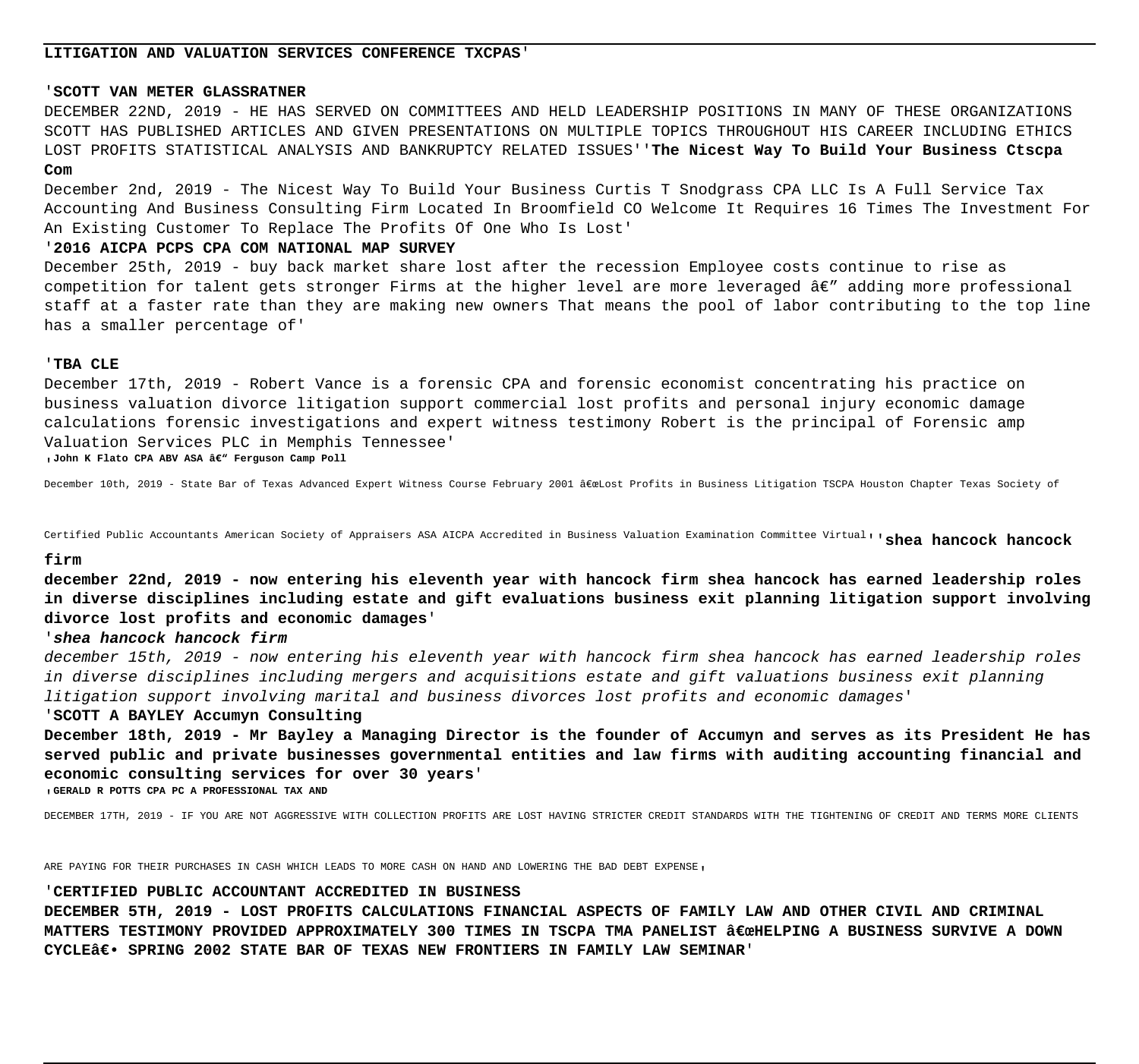**LITIGATION AND VALUATION SERVICES CONFERENCE TXCPAS**'

'**SCOTT VAN METER GLASSRATNER**

DECEMBER 22ND, 2019 - HE HAS SERVED ON COMMITTEES AND HELD LEADERSHIP POSITIONS IN MANY OF THESE ORGANIZATIONS SCOTT HAS PUBLISHED ARTICLES AND GIVEN PRESENTATIONS ON MULTIPLE TOPICS THROUGHOUT HIS CAREER INCLUDING ETHICS LOST PROFITS STATISTICAL ANALYSIS AND BANKRUPTCY RELATED ISSUES''**The Nicest Way To Build Your Business Ctscpa Com**

December 2nd, 2019 - The Nicest Way To Build Your Business Curtis T Snodgrass CPA LLC Is A Full Service Tax Accounting And Business Consulting Firm Located In Broomfield CO Welcome It Requires 16 Times The Investment For An Existing Customer To Replace The Profits Of One Who Is Lost'

'**2016 AICPA PCPS CPA COM NATIONAL MAP SURVEY**

December 25th, 2019 - buy back market share lost after the recession Employee costs continue to rise as competition for talent gets stronger Firms at the higher level are more leveraged â€" adding more professional staff at a faster rate than they are making new owners That means the pool of labor contributing to the top line has a smaller percentage of'

'**TBA CLE**

December 17th, 2019 - Robert Vance is a forensic CPA and forensic economist concentrating his practice on business valuation divorce litigation support commercial lost profits and personal injury economic damage calculations forensic investigations and expert witness testimony Robert is the principal of Forensic amp Valuation Services PLC in Memphis Tennessee'

'**John K Flato CPA ABV ASA â€" Ferguson Camp Poll**

December 10th, 2019 - State Bar of Texas Advanced Expert Witness Course February 2001 â€œLost Profits in Business Litigation TSCPA Houston Chapter Texas Society of Certified Public Accountants American Society of Appraisers ASA AICPA Accredited in Business Valuation Examination Committee Virtual''**shea hancock hancock firm**

**december 22nd, 2019 - now entering his eleventh year with hancock firm shea hancock has earned leadership roles in diverse disciplines including estate and gift evaluations business exit planning litigation support involving divorce lost profits and economic damages**'

'***shea hancock hancock firm***

*december 15th, 2019 - now entering his eleventh year with hancock firm shea hancock has earned leadership roles in diverse disciplines including mergers and acquisitions estate and gift valuations business exit planning litigation support involving marital and business divorces lost profits and economic damages*'

'**SCOTT A BAYLEY Accumyn Consulting**

**December 18th, 2019 - Mr Bayley a Managing Director is the founder of Accumyn and serves as its President He has served public and private businesses governmental entities and law firms with auditing accounting financial and economic consulting services for over 30 years**'

'**GERALD R POTTS CPA PC A PROFESSIONAL TAX AND**

DECEMBER 17TH, 2019 - IF YOU ARE NOT AGGRESSIVE WITH COLLECTION PROFITS ARE LOST HAVING STRICTER CREDIT STANDARDS WITH THE TIGHTENING OF CREDIT AND TERMS MORE CLIENTS ARE PAYING FOR THEIR PURCHASES IN CASH WHICH LEADS TO MORE CASH ON HAND AND LOWERING THE BAD DEBT EXPENSE'

'**CERTIFIED PUBLIC ACCOUNTANT ACCREDITED IN BUSINESS**

**DECEMBER 5TH, 2019 - LOST PROFITS CALCULATIONS FINANCIAL ASPECTS OF FAMILY LAW AND OTHER CIVIL AND CRIMINAL MATTERS TESTIMONY PROVIDED APPROXIMATELY 300 TIMES IN TSCPA TMA PANELIST â€œHELPING A BUSINESS SURVIVE A DOWN CYCLEâ€• SPRING 2002 STATE BAR OF TEXAS NEW FRONTIERS IN FAMILY LAW SEMINAR**'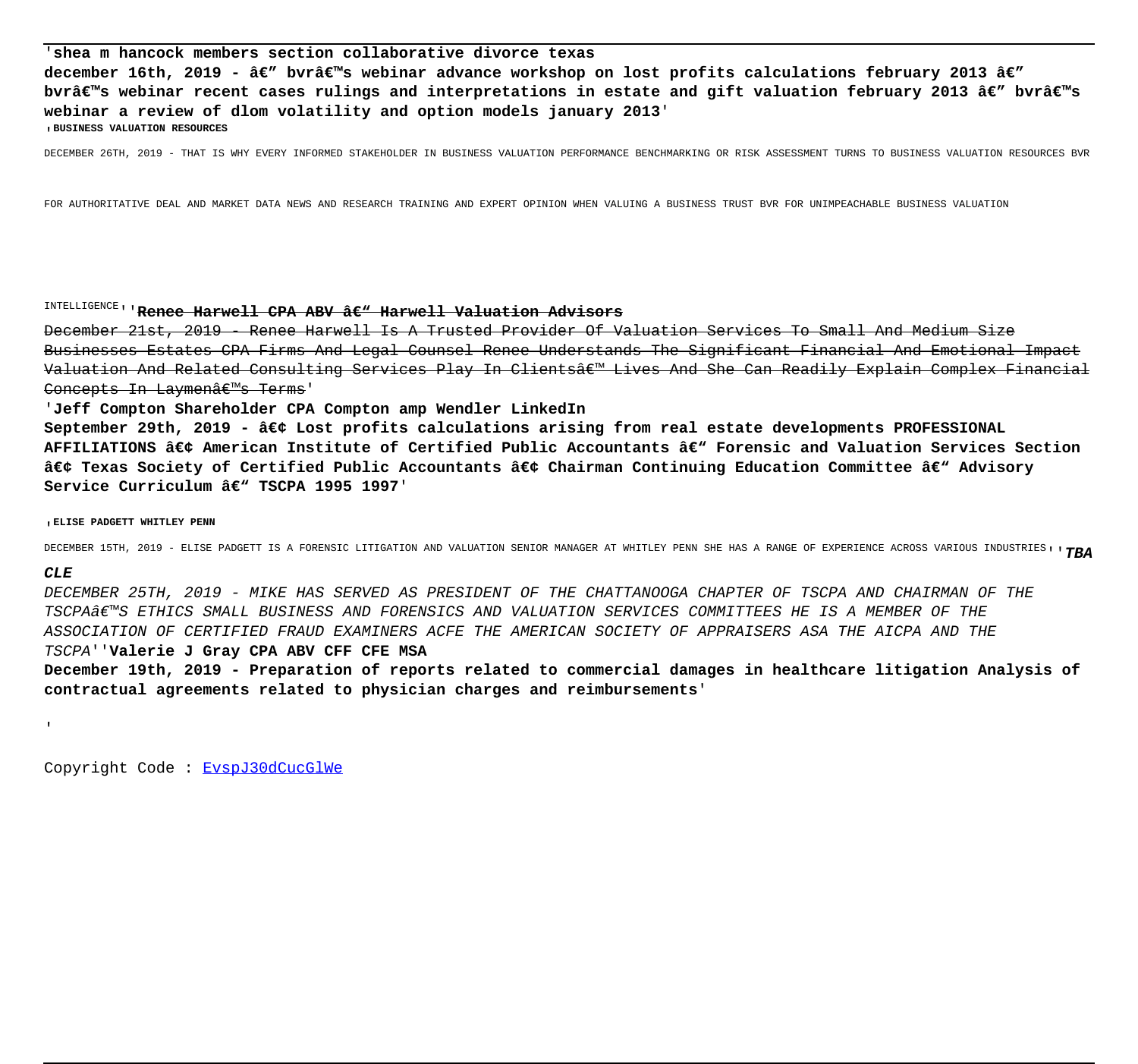'**shea m hancock members section collaborative divorce texas**
**december 16th, 2019 - â€" bvrâ€™s webinar advance workshop on lost profits calculations february 2013 â€" bvrâ€™s webinar recent cases rulings and interpretations in estate and gift valuation february 2013 â€" bvrâ€™s webinar a review of dlom volatility and option models january 2013**'

'**BUSINESS VALUATION RESOURCES**

DECEMBER 26TH, 2019 - THAT IS WHY EVERY INFORMED STAKEHOLDER IN BUSINESS VALUATION PERFORMANCE BENCHMARKING OR RISK ASSESSMENT TURNS TO BUSINESS VALUATION RESOURCES BVR FOR AUTHORITATIVE DEAL AND MARKET DATA NEWS AND RESEARCH TRAINING AND EXPERT OPINION WHEN VALUING A BUSINESS TRUST BVR FOR UNIMPEACHABLE BUSINESS VALUATION INTELLIGENCE''

'**Renee Harwell CPA ABV â€" Harwell Valuation Advisors**
~~December 21st, 2019 - Renee Harwell Is A Trusted Provider Of Valuation Services To Small And Medium Size Businesses Estates CPA Firms And Legal Counsel Renee Understands The Significant Financial And Emotional Impact Valuation And Related Consulting Services Play In Clientsâ€™ Lives And She Can Readily Explain Complex Financial Concepts In Laymenâ€™s Terms~~'

'**Jeff Compton Shareholder CPA Compton amp Wendler LinkedIn**
**September 29th, 2019 - â€¢ Lost profits calculations arising from real estate developments PROFESSIONAL AFFILIATIONS â€¢ American Institute of Certified Public Accountants â€" Forensic and Valuation Services Section â€¢ Texas Society of Certified Public Accountants â€¢ Chairman Continuing Education Committee â€" Advisory Service Curriculum â€" TSCPA 1995 1997**'

'**ELISE PADGETT WHITLEY PENN**

DECEMBER 15TH, 2019 - ELISE PADGETT IS A FORENSIC LITIGATION AND VALUATION SENIOR MANAGER AT WHITLEY PENN SHE HAS A RANGE OF EXPERIENCE ACROSS VARIOUS INDUSTRIES''

'***TBA CLE***

*DECEMBER 25TH, 2019 - MIKE HAS SERVED AS PRESIDENT OF THE CHATTANOOGA CHAPTER OF TSCPA AND CHAIRMAN OF THE TSCPAâ€™S ETHICS SMALL BUSINESS AND FORENSICS AND VALUATION SERVICES COMMITTEES HE IS A MEMBER OF THE ASSOCIATION OF CERTIFIED FRAUD EXAMINERS ACFE THE AMERICAN SOCIETY OF APPRAISERS ASA THE AICPA AND THE TSCPA*''

'**Valerie J Gray CPA ABV CFF CFE MSA**
**December 19th, 2019 - Preparation of reports related to commercial damages in healthcare litigation Analysis of contractual agreements related to physician charges and reimbursements**'

'

Copyright Code : EvspJ30dCucGlWe